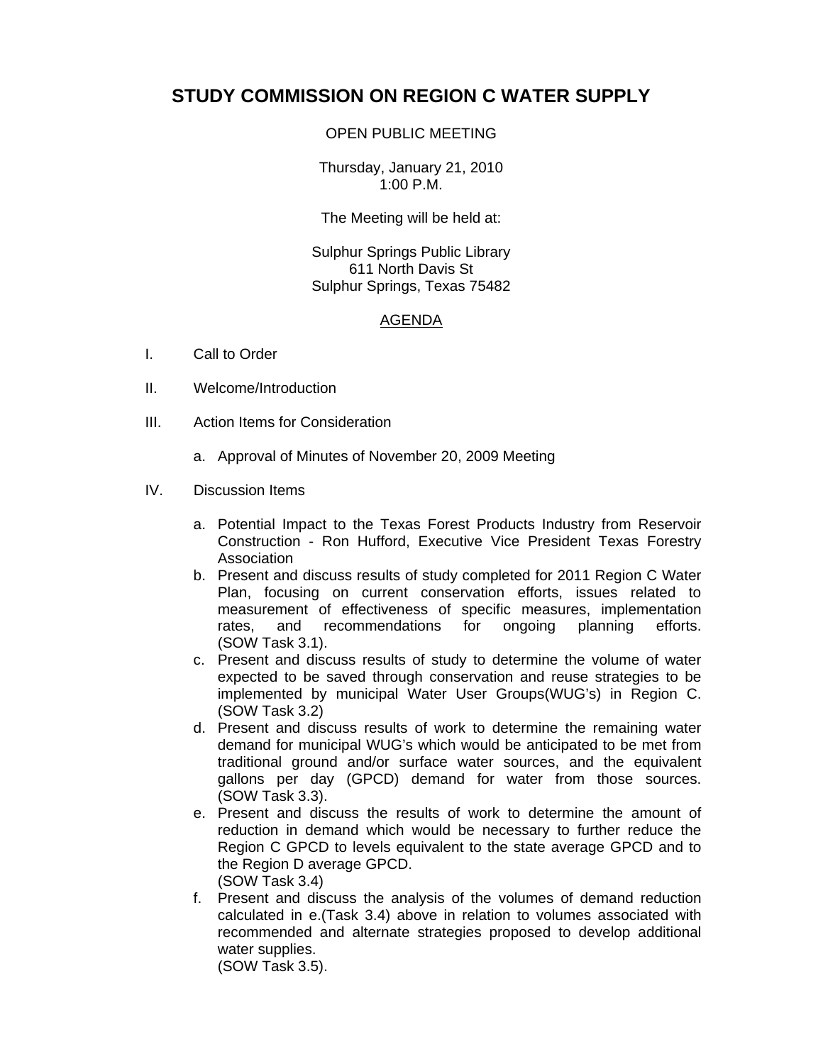# STUDY COMMISSION ON REGION C WATER SUPPLY

OPEN PUBLIC MEETING

Thursday, January 21, 2010
1:00 P.M.

The Meeting will be held at:

Sulphur Springs Public Library
611 North Davis St
Sulphur Springs, Texas 75482

## AGENDA

I. Call to Order

II. Welcome/Introduction

III. Action Items for Consideration

   a. Approval of Minutes of November 20, 2009 Meeting

IV. Discussion Items

   a. Potential Impact to the Texas Forest Products Industry from Reservoir Construction - Ron Hufford, Executive Vice President Texas Forestry Association
   b. Present and discuss results of study completed for 2011 Region C Water Plan, focusing on current conservation efforts, issues related to measurement of effectiveness of specific measures, implementation rates, and recommendations for ongoing planning efforts. (SOW Task 3.1).
   c. Present and discuss results of study to determine the volume of water expected to be saved through conservation and reuse strategies to be implemented by municipal Water User Groups(WUG's) in Region C. (SOW Task 3.2)
   d. Present and discuss results of work to determine the remaining water demand for municipal WUG's which would be anticipated to be met from traditional ground and/or surface water sources, and the equivalent gallons per day (GPCD) demand for water from those sources. (SOW Task 3.3).
   e. Present and discuss the results of work to determine the amount of reduction in demand which would be necessary to further reduce the Region C GPCD to levels equivalent to the state average GPCD and to the Region D average GPCD.
   (SOW Task 3.4)
   f. Present and discuss the analysis of the volumes of demand reduction calculated in e.(Task 3.4) above in relation to volumes associated with recommended and alternate strategies proposed to develop additional water supplies.
   (SOW Task 3.5).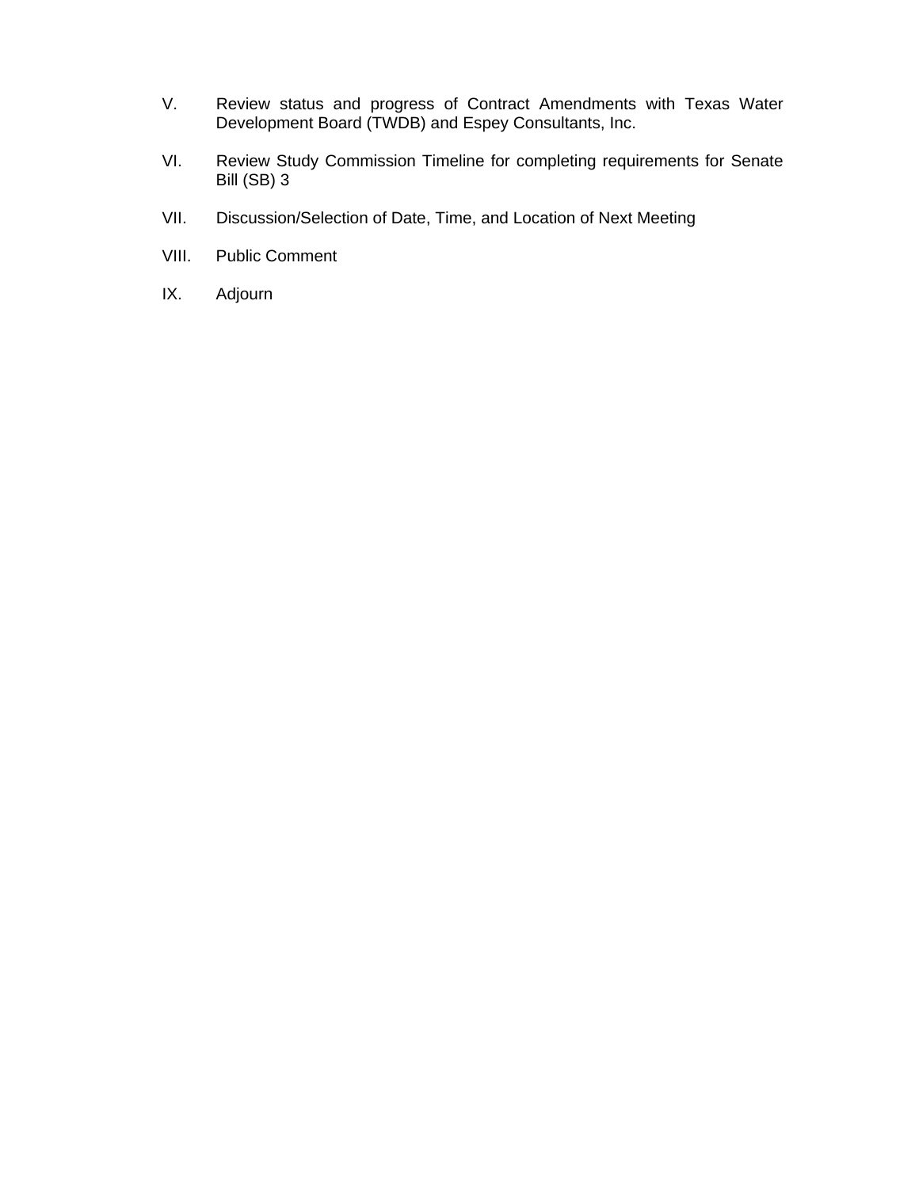V. Review status and progress of Contract Amendments with Texas Water Development Board (TWDB) and Espey Consultants, Inc.

VI. Review Study Commission Timeline for completing requirements for Senate Bill (SB) 3

VII. Discussion/Selection of Date, Time, and Location of Next Meeting

VIII. Public Comment

IX. Adjourn